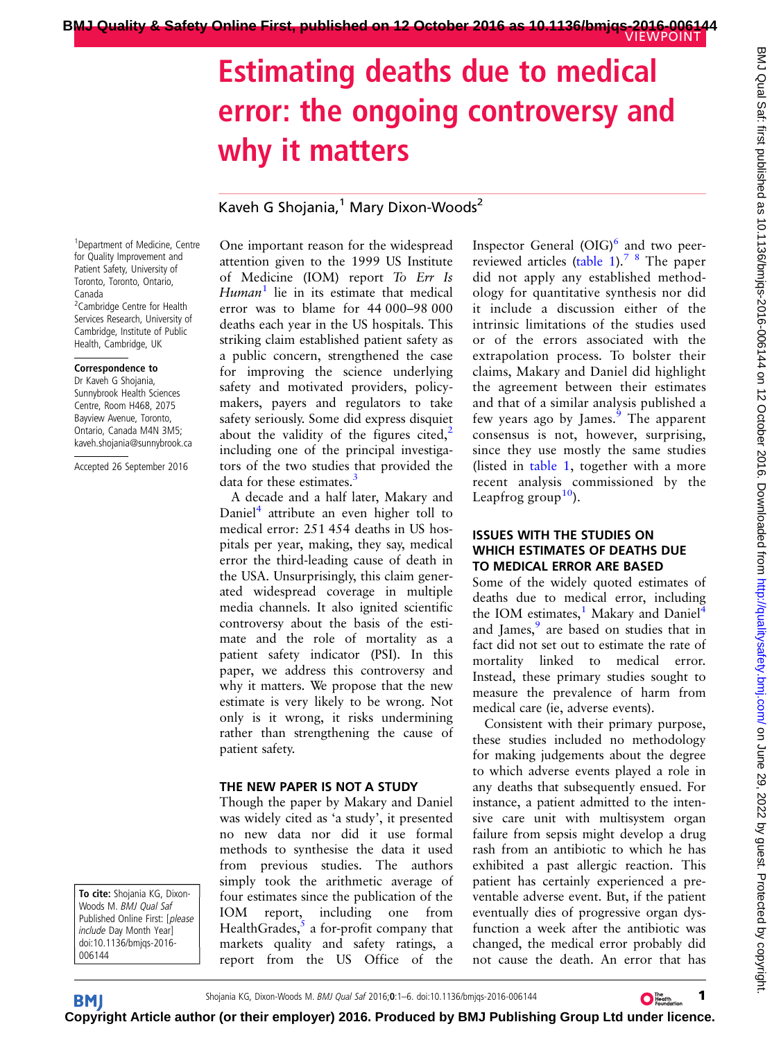VIEWPOINT

# Estimating deaths due to medical error: the ongoing controversy and why it matters

Kaveh G Shojania,[1] Mary Dixon-Woods[2]

[1]Department of Medicine, Centre for Quality Improvement and Patient Safety, University of Toronto, Toronto, Ontario, Canada
[2]Cambridge Centre for Health Services Research, University of Cambridge, Institute of Public Health, Cambridge, UK

**Correspondence to**
Dr Kaveh G Shojania, Sunnybrook Health Sciences Centre, Room H468, 2075 Bayview Avenue, Toronto, Ontario, Canada M4N 3M5; kaveh.shojania@sunnybrook.ca

Accepted 26 September 2016

**To cite:** Shojania KG, Dixon-Woods M. *BMJ Qual Saf* Published Online First: [*please include* Day Month Year] doi:10.1136/bmjqs-2016-006144

One important reason for the widespread attention given to the 1999 US Institute of Medicine (IOM) report *To Err Is Human*[1] lie in its estimate that medical error was to blame for 44 000–98 000 deaths each year in the US hospitals. This striking claim established patient safety as a public concern, strengthened the case for improving the science underlying safety and motivated providers, policy-makers, payers and regulators to take safety seriously. Some did express disquiet about the validity of the figures cited,[2] including one of the principal investigators of the two studies that provided the data for these estimates.[3]

A decade and a half later, Makary and Daniel[4] attribute an even higher toll to medical error: 251 454 deaths in US hospitals per year, making, they say, medical error the third-leading cause of death in the USA. Unsurprisingly, this claim generated widespread coverage in multiple media channels. It also ignited scientific controversy about the basis of the estimate and the role of mortality as a patient safety indicator (PSI). In this paper, we address this controversy and why it matters. We propose that the new estimate is very likely to be wrong. Not only is it wrong, it risks undermining rather than strengthening the cause of patient safety.

## THE NEW PAPER IS NOT A STUDY

Though the paper by Makary and Daniel was widely cited as 'a study', it presented no new data nor did it use formal methods to synthesise the data it used from previous studies. The authors simply took the arithmetic average of four estimates since the publication of the IOM report, including one from HealthGrades,[5] a for-profit company that markets quality and safety ratings, a report from the US Office of the Inspector General (OIG)[6] and two peer-reviewed articles (table 1).[7,8] The paper did not apply any established methodology for quantitative synthesis nor did it include a discussion either of the intrinsic limitations of the studies used or of the errors associated with the extrapolation process. To bolster their claims, Makary and Daniel did highlight the agreement between their estimates and that of a similar analysis published a few years ago by James.[9] The apparent consensus is not, however, surprising, since they use mostly the same studies (listed in table 1, together with a more recent analysis commissioned by the Leapfrog group[10]).

## ISSUES WITH THE STUDIES ON WHICH ESTIMATES OF DEATHS DUE TO MEDICAL ERROR ARE BASED

Some of the widely quoted estimates of deaths due to medical error, including the IOM estimates,[1] Makary and Daniel[4] and James,[9] are based on studies that in fact did not set out to estimate the rate of mortality linked to medical error. Instead, these primary studies sought to measure the prevalence of harm from medical care (ie, adverse events).

Consistent with their primary purpose, these studies included no methodology for making judgements about the degree to which adverse events played a role in any deaths that subsequently ensued. For instance, a patient admitted to the intensive care unit with multisystem organ failure from sepsis might develop a drug rash from an antibiotic to which he has exhibited a past allergic reaction. This patient has certainly experienced a preventable adverse event. But, if the patient eventually dies of progressive organ dysfunction a week after the antibiotic was changed, the medical error probably did not cause the death. An error that has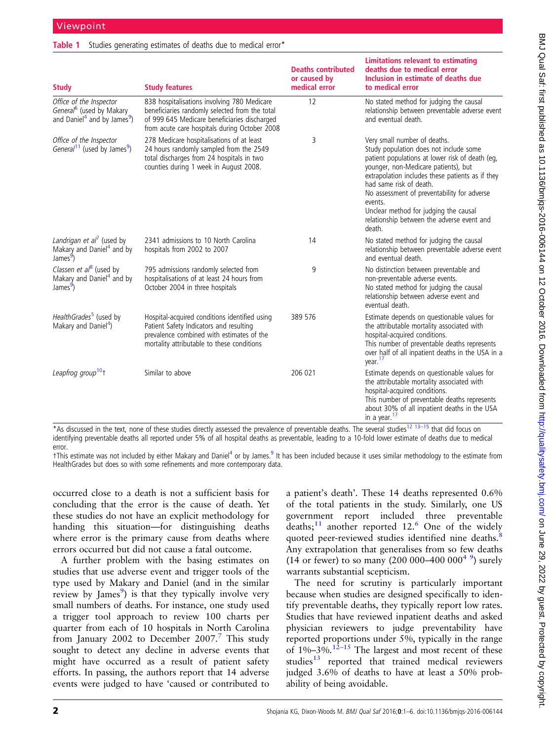**Table 1** Studies generating estimates of deaths due to medical error*

| Study | Study features | Deaths contributed or caused by medical error | Limitations relevant to estimating deaths due to medical error Inclusion in estimate of deaths due to medical error |
|---|---|---|---|
| *Office of the Inspector General*[6] (used by Makary and Daniel[4] and by James[9]) | 838 hospitalisations involving 780 Medicare beneficiaries randomly selected from the total of 999 645 Medicare beneficiaries discharged from acute care hospitals during October 2008 | 12 | No stated method for judging the causal relationship between preventable adverse event and eventual death. |
| *Office of the Inspector General*[11] (used by James[9]) | 278 Medicare hospitalisations of at least 24 hours randomly sampled from the 2549 total discharges from 24 hospitals in two counties during 1 week in August 2008. | 3 | Very small number of deaths. Study population does not include some patient populations at lower risk of death (eg, younger, non-Medicare patients), but extrapolation includes these patients as if they had same risk of death. No assessment of preventability for adverse events. Unclear method for judging the causal relationship between the adverse event and death. |
| *Landrigan et al*[7] (used by Makary and Daniel[4] and by James[9]) | 2341 admissions to 10 North Carolina hospitals from 2002 to 2007 | 14 | No stated method for judging the causal relationship between preventable adverse event and eventual death. |
| *Classen et al*[8] (used by Makary and Daniel[4] and by James[9]) | 795 admissions randomly selected from hospitalisations of at least 24 hours from October 2004 in three hospitals | 9 | No distinction between preventable and non-preventable adverse events. No stated method for judging the causal relationship between adverse event and eventual death. |
| *HealthGrades*[5] (used by Makary and Daniel[4]) | Hospital-acquired conditions identified using Patient Safety Indicators and resulting prevalence combined with estimates of the mortality attributable to these conditions | 389 576 | Estimate depends on questionable values for the attributable mortality associated with hospital-acquired conditions. This number of preventable deaths represents over half of all inpatient deaths in the USA in a year.[17] |
| *Leapfrog group*[10]† | Similar to above | 206 021 | Estimate depends on questionable values for the attributable mortality associated with hospital-acquired conditions. This number of preventable deaths represents about 30% of all inpatient deaths in the USA in a year.[17] |

*As discussed in the text, none of these studies directly assessed the prevalence of preventable deaths. The several studies[12 13–15] that did focus on identifying preventable deaths all reported under 5% of all hospital deaths as preventable, leading to a 10-fold lower estimate of deaths due to medical error.

†This estimate was not included by either Makary and Daniel[4] or by James.[9] It has been included because it uses similar methodology to the estimate from HealthGrades but does so with some refinements and more contemporary data.

occurred close to a death is not a sufficient basis for concluding that the error is the cause of death. Yet these studies do not have an explicit methodology for handing this situation—for distinguishing deaths where error is the primary cause from deaths where errors occurred but did not cause a fatal outcome.

A further problem with the basing estimates on studies that use adverse event and trigger tools of the type used by Makary and Daniel (and in the similar review by James[9]) is that they typically involve very small numbers of deaths. For instance, one study used a trigger tool approach to review 100 charts per quarter from each of 10 hospitals in North Carolina from January 2002 to December 2007.[7] This study sought to detect any decline in adverse events that might have occurred as a result of patient safety efforts. In passing, the authors report that 14 adverse events were judged to have 'caused or contributed to a patient's death'. These 14 deaths represented 0.6% of the total patients in the study. Similarly, one US government report included three preventable deaths;[11] another reported 12.[6] One of the widely quoted peer-reviewed studies identified nine deaths.[8] Any extrapolation that generalises from so few deaths (14 or fewer) to so many (200 000–400 000[4 9]) surely warrants substantial scepticism.

The need for scrutiny is particularly important because when studies are designed specifically to identify preventable deaths, they typically report low rates. Studies that have reviewed inpatient deaths and asked physician reviewers to judge preventability have reported proportions under 5%, typically in the range of 1%–3%.[12–15] The largest and most recent of these studies[13] reported that trained medical reviewers judged 3.6% of deaths to have at least a 50% probability of being avoidable.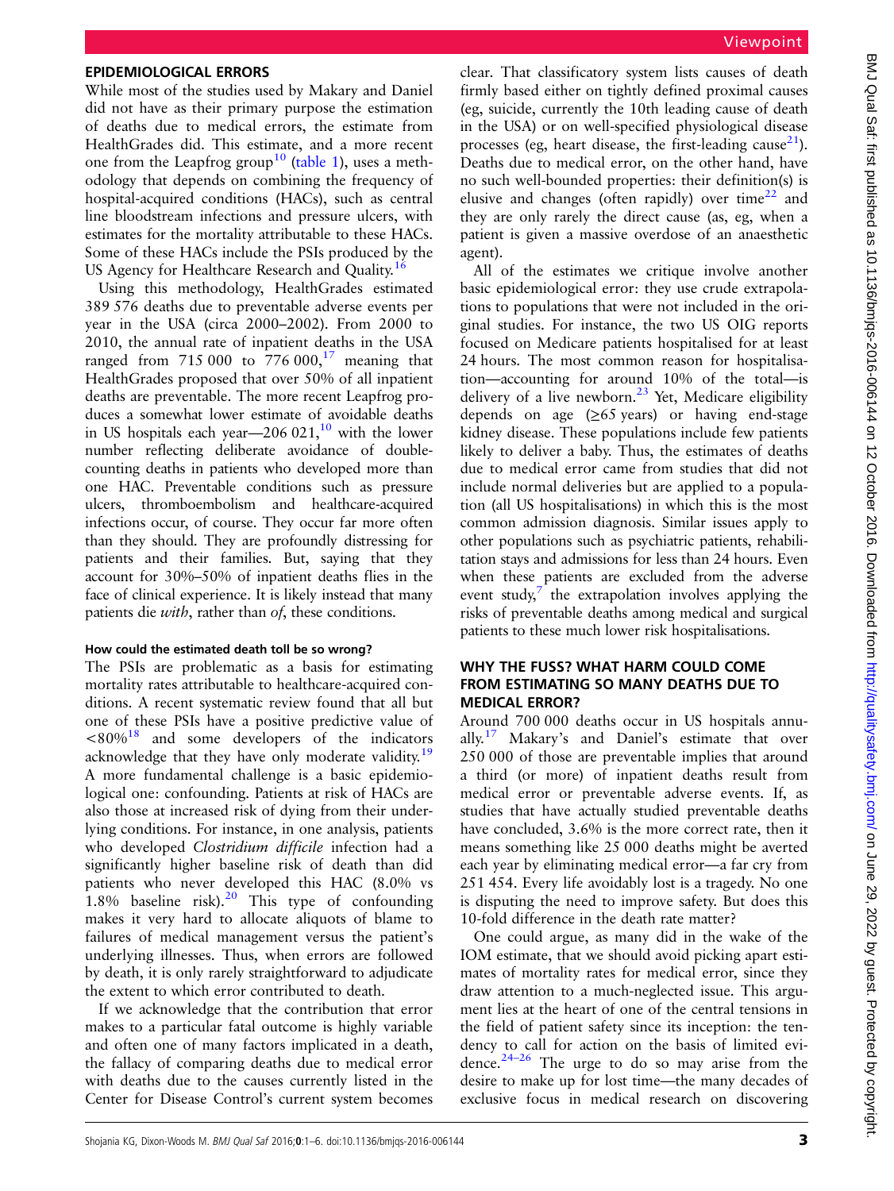## EPIDEMIOLOGICAL ERRORS

While most of the studies used by Makary and Daniel did not have as their primary purpose the estimation of deaths due to medical errors, the estimate from HealthGrades did. This estimate, and a more recent one from the Leapfrog group[10] (table 1), uses a methodology that depends on combining the frequency of hospital-acquired conditions (HACs), such as central line bloodstream infections and pressure ulcers, with estimates for the mortality attributable to these HACs. Some of these HACs include the PSIs produced by the US Agency for Healthcare Research and Quality.[16]

Using this methodology, HealthGrades estimated 389 576 deaths due to preventable adverse events per year in the USA (circa 2000–2002). From 2000 to 2010, the annual rate of inpatient deaths in the USA ranged from 715 000 to 776 000,[17] meaning that HealthGrades proposed that over 50% of all inpatient deaths are preventable. The more recent Leapfrog produces a somewhat lower estimate of avoidable deaths in US hospitals each year—206 021,[10] with the lower number reflecting deliberate avoidance of double-counting deaths in patients who developed more than one HAC. Preventable conditions such as pressure ulcers, thromboembolism and healthcare-acquired infections occur, of course. They occur far more often than they should. They are profoundly distressing for patients and their families. But, saying that they account for 30%–50% of inpatient deaths flies in the face of clinical experience. It is likely instead that many patients die *with*, rather than *of*, these conditions.

### How could the estimated death toll be so wrong?

The PSIs are problematic as a basis for estimating mortality rates attributable to healthcare-acquired conditions. A recent systematic review found that all but one of these PSIs have a positive predictive value of <80%[18] and some developers of the indicators acknowledge that they have only moderate validity.[19] A more fundamental challenge is a basic epidemiological one: confounding. Patients at risk of HACs are also those at increased risk of dying from their underlying conditions. For instance, in one analysis, patients who developed *Clostridium difficile* infection had a significantly higher baseline risk of death than did patients who never developed this HAC (8.0% vs 1.8% baseline risk).[20] This type of confounding makes it very hard to allocate aliquots of blame to failures of medical management versus the patient's underlying illnesses. Thus, when errors are followed by death, it is only rarely straightforward to adjudicate the extent to which error contributed to death.

If we acknowledge that the contribution that error makes to a particular fatal outcome is highly variable and often one of many factors implicated in a death, the fallacy of comparing deaths due to medical error with deaths due to the causes currently listed in the Center for Disease Control's current system becomes clear. That classificatory system lists causes of death firmly based either on tightly defined proximal causes (eg, suicide, currently the 10th leading cause of death in the USA) or on well-specified physiological disease processes (eg, heart disease, the first-leading cause[21]). Deaths due to medical error, on the other hand, have no such well-bounded properties: their definition(s) is elusive and changes (often rapidly) over time[22] and they are only rarely the direct cause (as, eg, when a patient is given a massive overdose of an anaesthetic agent).

All of the estimates we critique involve another basic epidemiological error: they use crude extrapolations to populations that were not included in the original studies. For instance, the two US OIG reports focused on Medicare patients hospitalised for at least 24 hours. The most common reason for hospitalisation—accounting for around 10% of the total—is delivery of a live newborn.[23] Yet, Medicare eligibility depends on age (≥65 years) or having end-stage kidney disease. These populations include few patients likely to deliver a baby. Thus, the estimates of deaths due to medical error came from studies that did not include normal deliveries but are applied to a population (all US hospitalisations) in which this is the most common admission diagnosis. Similar issues apply to other populations such as psychiatric patients, rehabilitation stays and admissions for less than 24 hours. Even when these patients are excluded from the adverse event study,[7] the extrapolation involves applying the risks of preventable deaths among medical and surgical patients to these much lower risk hospitalisations.

## WHY THE FUSS? WHAT HARM COULD COME FROM ESTIMATING SO MANY DEATHS DUE TO MEDICAL ERROR?

Around 700 000 deaths occur in US hospitals annually.[17] Makary's and Daniel's estimate that over 250 000 of those are preventable implies that around a third (or more) of inpatient deaths result from medical error or preventable adverse events. If, as studies that have actually studied preventable deaths have concluded, 3.6% is the more correct rate, then it means something like 25 000 deaths might be averted each year by eliminating medical error—a far cry from 251 454. Every life avoidably lost is a tragedy. No one is disputing the need to improve safety. But does this 10-fold difference in the death rate matter?

One could argue, as many did in the wake of the IOM estimate, that we should avoid picking apart estimates of mortality rates for medical error, since they draw attention to a much-neglected issue. This argument lies at the heart of one of the central tensions in the field of patient safety since its inception: the tendency to call for action on the basis of limited evidence.[24–26] The urge to do so may arise from the desire to make up for lost time—the many decades of exclusive focus in medical research on discovering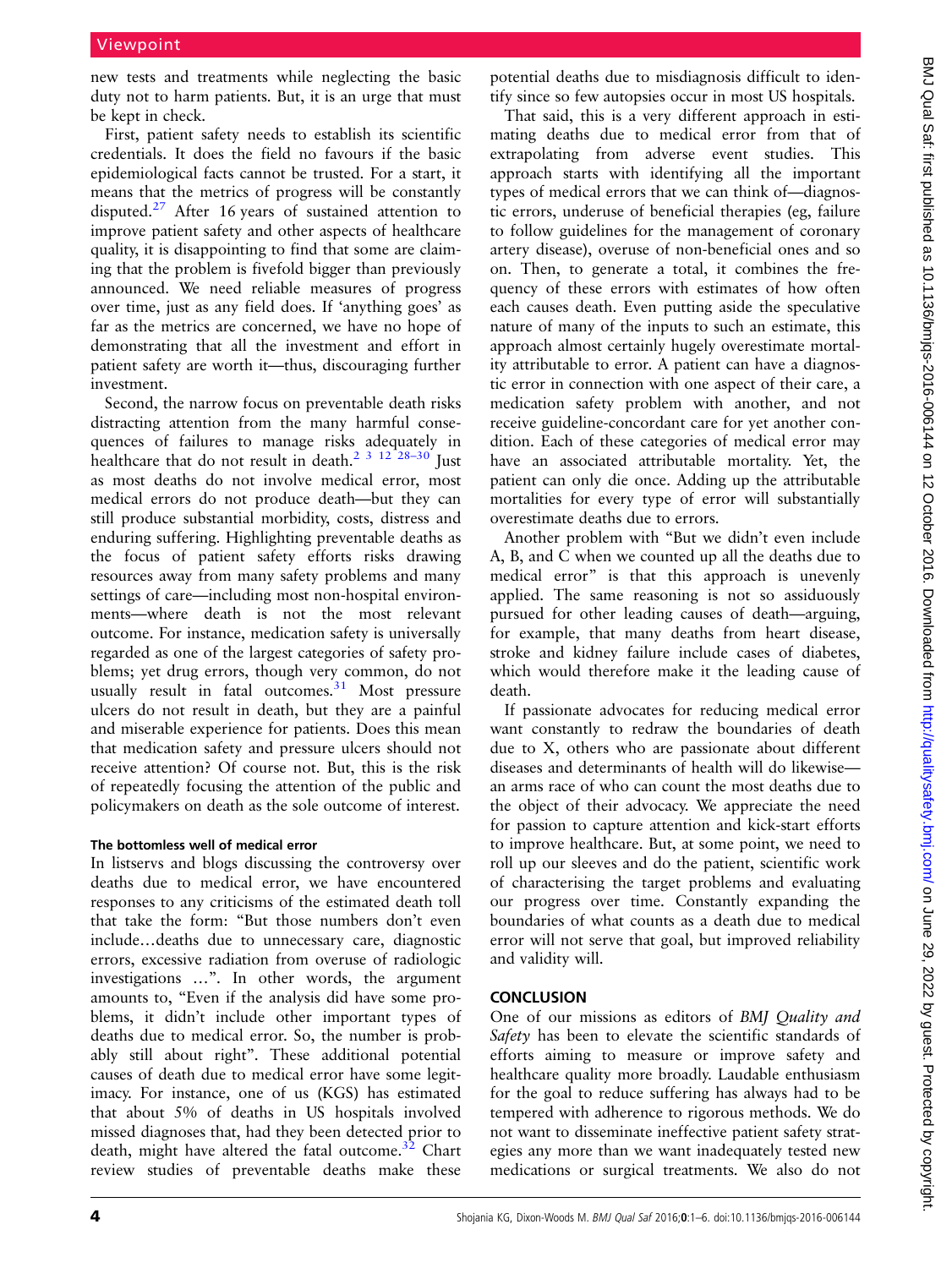new tests and treatments while neglecting the basic duty not to harm patients. But, it is an urge that must be kept in check.

First, patient safety needs to establish its scientific credentials. It does the field no favours if the basic epidemiological facts cannot be trusted. For a start, it means that the metrics of progress will be constantly disputed.[27] After 16 years of sustained attention to improve patient safety and other aspects of healthcare quality, it is disappointing to find that some are claiming that the problem is fivefold bigger than previously announced. We need reliable measures of progress over time, just as any field does. If 'anything goes' as far as the metrics are concerned, we have no hope of demonstrating that all the investment and effort in patient safety are worth it—thus, discouraging further investment.

Second, the narrow focus on preventable death risks distracting attention from the many harmful consequences of failures to manage risks adequately in healthcare that do not result in death.[2 3 12 28–30] Just as most deaths do not involve medical error, most medical errors do not produce death—but they can still produce substantial morbidity, costs, distress and enduring suffering. Highlighting preventable deaths as the focus of patient safety efforts risks drawing resources away from many safety problems and many settings of care—including most non-hospital environments—where death is not the most relevant outcome. For instance, medication safety is universally regarded as one of the largest categories of safety problems; yet drug errors, though very common, do not usually result in fatal outcomes.[31] Most pressure ulcers do not result in death, but they are a painful and miserable experience for patients. Does this mean that medication safety and pressure ulcers should not receive attention? Of course not. But, this is the risk of repeatedly focusing the attention of the public and policymakers on death as the sole outcome of interest.

### The bottomless well of medical error

In listservs and blogs discussing the controversy over deaths due to medical error, we have encountered responses to any criticisms of the estimated death toll that take the form: "But those numbers don't even include…deaths due to unnecessary care, diagnostic errors, excessive radiation from overuse of radiologic investigations …". In other words, the argument amounts to, "Even if the analysis did have some problems, it didn't include other important types of deaths due to medical error. So, the number is probably still about right". These additional potential causes of death due to medical error have some legitimacy. For instance, one of us (KGS) has estimated that about 5% of deaths in US hospitals involved missed diagnoses that, had they been detected prior to death, might have altered the fatal outcome.[32] Chart review studies of preventable deaths make these potential deaths due to misdiagnosis difficult to identify since so few autopsies occur in most US hospitals.

That said, this is a very different approach in estimating deaths due to medical error from that of extrapolating from adverse event studies. This approach starts with identifying all the important types of medical errors that we can think of—diagnostic errors, underuse of beneficial therapies (eg, failure to follow guidelines for the management of coronary artery disease), overuse of non-beneficial ones and so on. Then, to generate a total, it combines the frequency of these errors with estimates of how often each causes death. Even putting aside the speculative nature of many of the inputs to such an estimate, this approach almost certainly hugely overestimate mortality attributable to error. A patient can have a diagnostic error in connection with one aspect of their care, a medication safety problem with another, and not receive guideline-concordant care for yet another condition. Each of these categories of medical error may have an associated attributable mortality. Yet, the patient can only die once. Adding up the attributable mortalities for every type of error will substantially overestimate deaths due to errors.

Another problem with "But we didn't even include A, B, and C when we counted up all the deaths due to medical error" is that this approach is unevenly applied. The same reasoning is not so assiduously pursued for other leading causes of death—arguing, for example, that many deaths from heart disease, stroke and kidney failure include cases of diabetes, which would therefore make it the leading cause of death.

If passionate advocates for reducing medical error want constantly to redraw the boundaries of death due to X, others who are passionate about different diseases and determinants of health will do likewise—an arms race of who can count the most deaths due to the object of their advocacy. We appreciate the need for passion to capture attention and kick-start efforts to improve healthcare. But, at some point, we need to roll up our sleeves and do the patient, scientific work of characterising the target problems and evaluating our progress over time. Constantly expanding the boundaries of what counts as a death due to medical error will not serve that goal, but improved reliability and validity will.

## CONCLUSION

One of our missions as editors of *BMJ Quality and Safety* has been to elevate the scientific standards of efforts aiming to measure or improve safety and healthcare quality more broadly. Laudable enthusiasm for the goal to reduce suffering has always had to be tempered with adherence to rigorous methods. We do not want to disseminate ineffective patient safety strategies any more than we want inadequately tested new medications or surgical treatments. We also do not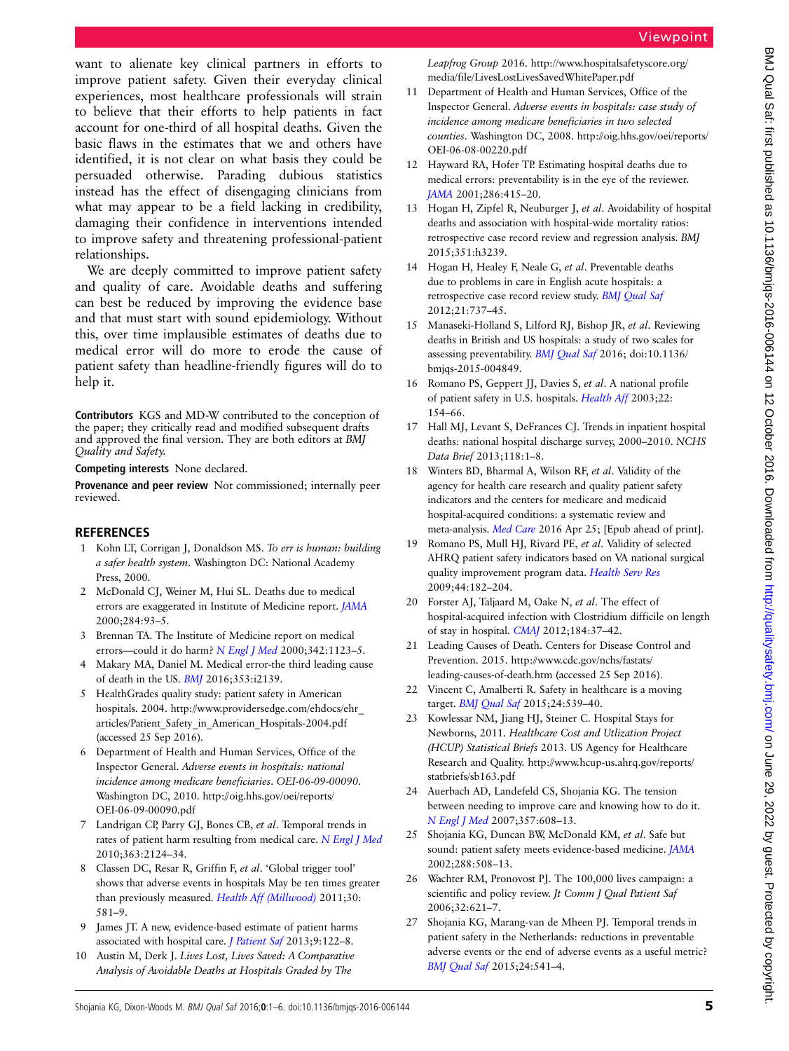want to alienate key clinical partners in efforts to improve patient safety. Given their everyday clinical experiences, most healthcare professionals will strain to believe that their efforts to help patients in fact account for one-third of all hospital deaths. Given the basic flaws in the estimates that we and others have identified, it is not clear on what basis they could be persuaded otherwise. Parading dubious statistics instead has the effect of disengaging clinicians from what may appear to be a field lacking in credibility, damaging their confidence in interventions intended to improve safety and threatening professional-patient relationships.

We are deeply committed to improve patient safety and quality of care. Avoidable deaths and suffering can best be reduced by improving the evidence base and that must start with sound epidemiology. Without this, over time implausible estimates of deaths due to medical error will do more to erode the cause of patient safety than headline-friendly figures will do to help it.

**Contributors** KGS and MD-W contributed to the conception of the paper; they critically read and modified subsequent drafts and approved the final version. They are both editors at *BMJ Quality and Safety.*

**Competing interests** None declared.

**Provenance and peer review** Not commissioned; internally peer reviewed.

## REFERENCES

1. Kohn LT, Corrigan J, Donaldson MS. *To err is human: building a safer health system*. Washington DC: National Academy Press, 2000.
2. McDonald CJ, Weiner M, Hui SL. Deaths due to medical errors are exaggerated in Institute of Medicine report. *JAMA* 2000;284:93–5.
3. Brennan TA. The Institute of Medicine report on medical errors—could it do harm? *N Engl J Med* 2000;342:1123–5.
4. Makary MA, Daniel M. Medical error-the third leading cause of death in the US. *BMJ* 2016;353:i2139.
5. HealthGrades quality study: patient safety in American hospitals. 2004. http://www.providersedge.com/ehdocs/ehr_articles/Patient_Safety_in_American_Hospitals-2004.pdf (accessed 25 Sep 2016).
6. Department of Health and Human Services, Office of the Inspector General. *Adverse events in hospitals: national incidence among medicare beneficiaries. OEI-06-09-00090.* Washington DC, 2010. http://oig.hhs.gov/oei/reports/OEI-06-09-00090.pdf
7. Landrigan CP, Parry GJ, Bones CB, *et al*. Temporal trends in rates of patient harm resulting from medical care. *N Engl J Med* 2010;363:2124–34.
8. Classen DC, Resar R, Griffin F, *et al*. 'Global trigger tool' shows that adverse events in hospitals May be ten times greater than previously measured. *Health Aff (Millwood)* 2011;30:581–9.
9. James JT. A new, evidence-based estimate of patient harms associated with hospital care. *J Patient Saf* 2013;9:122–8.
10. Austin M, Derk J. *Lives Lost, Lives Saved: A Comparative Analysis of Avoidable Deaths at Hospitals Graded by The Leapfrog Group* 2016. http://www.hospitalsafetyscore.org/media/file/LivesLostLivesSavedWhitePaper.pdf
11. Department of Health and Human Services, Office of the Inspector General. *Adverse events in hospitals: case study of incidence among medicare beneficiaries in two selected counties*. Washington DC, 2008. http://oig.hhs.gov/oei/reports/OEI-06-08-00220.pdf
12. Hayward RA, Hofer TP. Estimating hospital deaths due to medical errors: preventability is in the eye of the reviewer. *JAMA* 2001;286:415–20.
13. Hogan H, Zipfel R, Neuburger J, *et al*. Avoidability of hospital deaths and association with hospital-wide mortality ratios: retrospective case record review and regression analysis. *BMJ* 2015;351:h3239.
14. Hogan H, Healey F, Neale G, *et al*. Preventable deaths due to problems in care in English acute hospitals: a retrospective case record review study. *BMJ Qual Saf* 2012;21:737–45.
15. Manaseki-Holland S, Lilford RJ, Bishop JR, *et al*. Reviewing deaths in British and US hospitals: a study of two scales for assessing preventability. *BMJ Qual Saf* 2016; doi:10.1136/bmjqs-2015-004849.
16. Romano PS, Geppert JJ, Davies S, *et al*. A national profile of patient safety in U.S. hospitals. *Health Aff* 2003;22:154–66.
17. Hall MJ, Levant S, DeFrances CJ. Trends in inpatient hospital deaths: national hospital discharge survey, 2000–2010. *NCHS Data Brief* 2013;118:1–8.
18. Winters BD, Bharmal A, Wilson RF, *et al*. Validity of the agency for health care research and quality patient safety indicators and the centers for medicare and medicaid hospital-acquired conditions: a systematic review and meta-analysis. *Med Care* 2016 Apr 25; [Epub ahead of print].
19. Romano PS, Mull HJ, Rivard PE, *et al*. Validity of selected AHRQ patient safety indicators based on VA national surgical quality improvement program data. *Health Serv Res* 2009;44:182–204.
20. Forster AJ, Taljaard M, Oake N, *et al*. The effect of hospital-acquired infection with Clostridium difficile on length of stay in hospital. *CMAJ* 2012;184:37–42.
21. Leading Causes of Death. Centers for Disease Control and Prevention. 2015. http://www.cdc.gov/nchs/fastats/leading-causes-of-death.htm (accessed 25 Sep 2016).
22. Vincent C, Amalberti R. Safety in healthcare is a moving target. *BMJ Qual Saf* 2015;24:539–40.
23. Kowlessar NM, Jiang HJ, Steiner C. Hospital Stays for Newborns, 2011. *Healthcare Cost and Utlization Project (HCUP) Statistical Briefs* 2013. US Agency for Healthcare Research and Quality. http://www.hcup-us.ahrq.gov/reports/statbriefs/sb163.pdf
24. Auerbach AD, Landefeld CS, Shojania KG. The tension between needing to improve care and knowing how to do it. *N Engl J Med* 2007;357:608–13.
25. Shojania KG, Duncan BW, McDonald KM, *et al*. Safe but sound: patient safety meets evidence-based medicine. *JAMA* 2002;288:508–13.
26. Wachter RM, Pronovost PJ. The 100,000 lives campaign: a scientific and policy review. *Jt Comm J Qual Patient Saf* 2006;32:621–7.
27. Shojania KG, Marang-van de Mheen PJ. Temporal trends in patient safety in the Netherlands: reductions in preventable adverse events or the end of adverse events as a useful metric? *BMJ Qual Saf* 2015;24:541–4.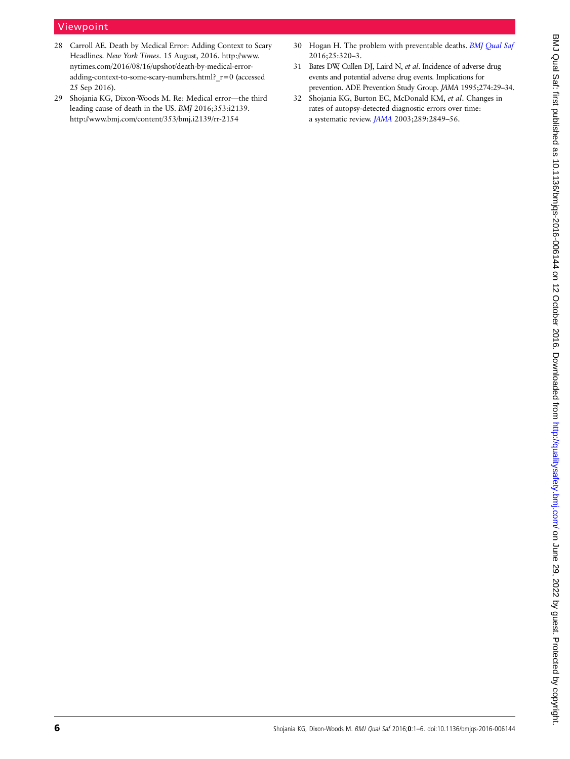28 Carroll AE. Death by Medical Error: Adding Context to Scary Headlines. *New York Times*. 15 August, 2016. http://www.nytimes.com/2016/08/16/upshot/death-by-medical-error-adding-context-to-some-scary-numbers.html?_r=0 (accessed 25 Sep 2016).

29 Shojania KG, Dixon-Woods M. Re: Medical error—the third leading cause of death in the US. *BMJ* 2016;353:i2139. http://www.bmj.com/content/353/bmj.i2139/rr-2154

30 Hogan H. The problem with preventable deaths. *BMJ Qual Saf* 2016;25:320–3.

31 Bates DW, Cullen DJ, Laird N, *et al*. Incidence of adverse drug events and potential adverse drug events. Implications for prevention. ADE Prevention Study Group. *JAMA* 1995;274:29–34.

32 Shojania KG, Burton EC, McDonald KM, *et al*. Changes in rates of autopsy-detected diagnostic errors over time: a systematic review. *JAMA* 2003;289:2849–56.